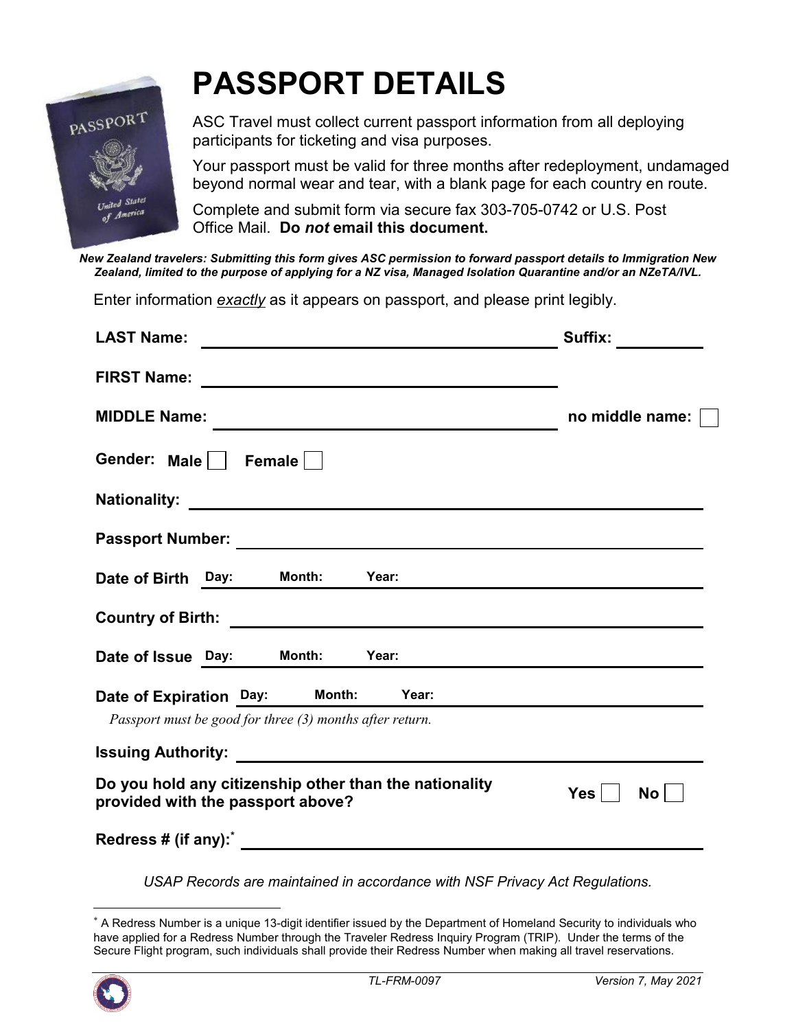# PASSPORT DETAILS

ASC Travel must collect current passport information from all deploying participants for ticketing and visa purposes.

Your passport must be valid for three months after redeployment, undamaged beyond normal wear and tear, with a blank page for each country en route.

Complete and submit form via secure fax 303-705-0742 or U.S. Post Office Mail. **Do *not* email this document.**

***New Zealand travelers: Submitting this form gives ASC permission to forward passport details to Immigration New Zealand, limited to the purpose of applying for a NZ visa, Managed Isolation Quarantine and/or an NZeTA/IVL.***

Enter information *exactly* as it appears on passport, and please print legibly.

**LAST Name:** ______________________________ **Suffix:** __________

**FIRST Name:** ______________________________

**MIDDLE Name:** ______________________________ **no middle name:** ☐

**Gender: Male** ☐ **Female** ☐

**Nationality:** ______________________________

**Passport Number:** ______________________________

**Date of Birth** **Day:** **Month:** **Year:** ______________________________

**Country of Birth:** ______________________________

**Date of Issue** **Day:** **Month:** **Year:** ______________________________

**Date of Expiration** **Day:** **Month:** **Year:** ______________________________

*Passport must be good for three (3) months after return.*

**Issuing Authority:** ______________________________

**Do you hold any citizenship other than the nationality provided with the passport above?** **Yes** ☐ **No** ☐

**Redress # (if any):**[*] ______________________________

*USAP Records are maintained in accordance with NSF Privacy Act Regulations.*

---

[*] A Redress Number is a unique 13-digit identifier issued by the Department of Homeland Security to individuals who have applied for a Redress Number through the Traveler Redress Inquiry Program (TRIP). Under the terms of the Secure Flight program, such individuals shall provide their Redress Number when making all travel reservations.

*TL-FRM-0097* *Version 7, May 2021*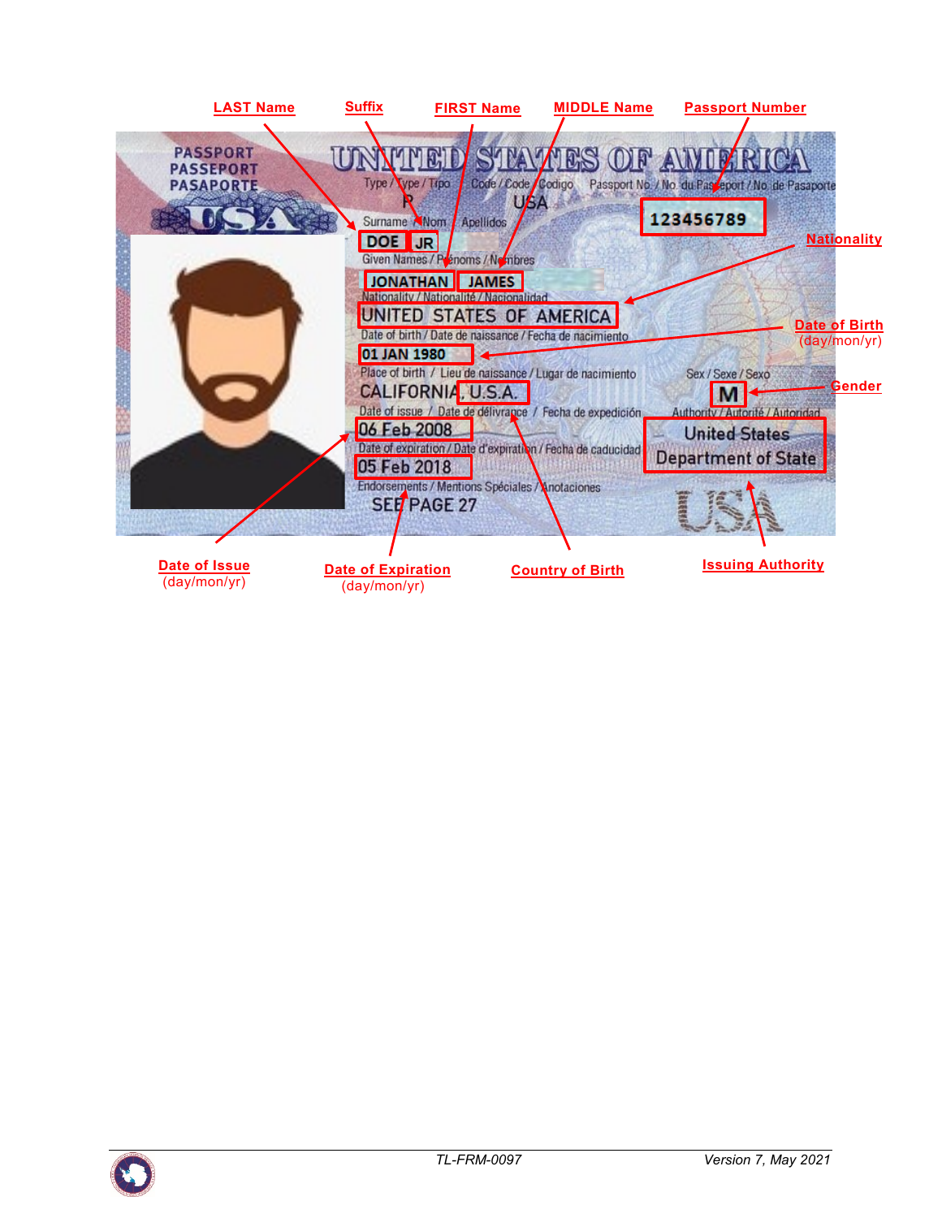LAST Name

Suffix

FIRST Name

MIDDLE Name

Passport Number

PASSPORT
PASSEPORT
PASAPORTE

USA

UNITED STATES OF AMERICA

Type / Type / Tipo
P

Code / Code / Codigo
USA

Passport No. / No. du Passeport / No. de Pasaporte
123456789

Surname / Nom / Apellidos
DOE JR

Given Names / Prénoms / Nombres
JONATHAN JAMES

Nationality / Nationalité / Nacionalidad
UNITED STATES OF AMERICA

Date of birth / Date de naissance / Fecha de nacimiento
01 JAN 1980

Place of birth / Lieu de naissance / Lugar de nacimiento
CALIFORNIA, U.S.A.

Sex / Sexe / Sexo
M

Date of issue / Date de délivrance / Fecha de expedición
06 Feb 2008

Authority / Autorité / Autoridad
United States
Department of State

Date of expiration / Date d'expiration / Fecha de caducidad
05 Feb 2018

Endorsements / Mentions Spéciales / Anotaciones
SEE PAGE 27

USA

Nationality

Date of Birth
(day/mon/yr)

Gender

Date of Issue
(day/mon/yr)

Date of Expiration
(day/mon/yr)

Country of Birth

Issuing Authority